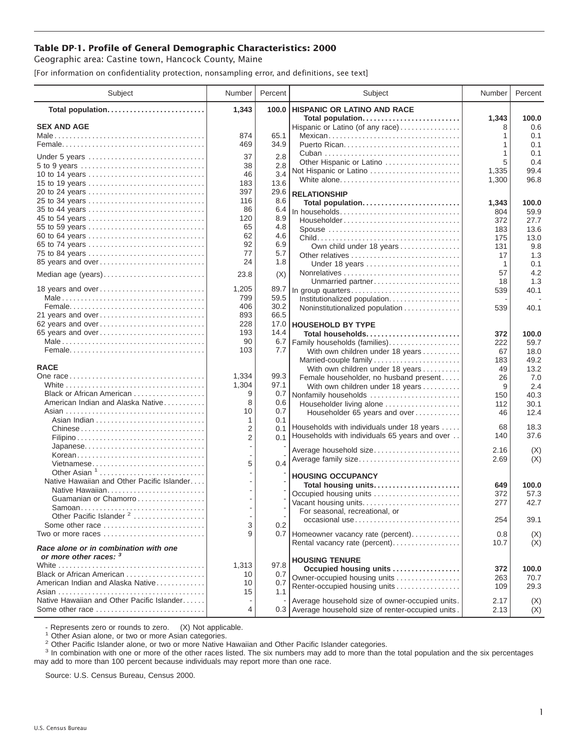# Table DP-1. Profile of General Demographic Characteristics: 2000

Geographic area: Castine town, Hancock County, Maine

[For information on confidentiality protection, nonsampling error, and definitions, see text]

| Subject | Number | Percent |
|---|---|---|
| **Total population** | **1,343** | **100.0** |
| **SEX AND AGE** | | |
| Male | 874 | 65.1 |
| Female | 469 | 34.9 |
| Under 5 years | 37 | 2.8 |
| 5 to 9 years | 38 | 2.8 |
| 10 to 14 years | 46 | 3.4 |
| 15 to 19 years | 183 | 13.6 |
| 20 to 24 years | 397 | 29.6 |
| 25 to 34 years | 116 | 8.6 |
| 35 to 44 years | 86 | 6.4 |
| 45 to 54 years | 120 | 8.9 |
| 55 to 59 years | 65 | 4.8 |
| 60 to 64 years | 62 | 4.6 |
| 65 to 74 years | 92 | 6.9 |
| 75 to 84 years | 77 | 5.7 |
| 85 years and over | 24 | 1.8 |
| Median age (years) | 23.8 | (X) |
| 18 years and over | 1,205 | 89.7 |
| Male | 799 | 59.5 |
| Female | 406 | 30.2 |
| 21 years and over | 893 | 66.5 |
| 62 years and over | 228 | 17.0 |
| 65 years and over | 193 | 14.4 |
| Male | 90 | 6.7 |
| Female | 103 | 7.7 |
| **RACE** | | |
| One race | 1,334 | 99.3 |
| White | 1,304 | 97.1 |
| Black or African American | 9 | 0.7 |
| American Indian and Alaska Native | 8 | 0.6 |
| Asian | 10 | 0.7 |
| Asian Indian | 1 | 0.1 |
| Chinese | 2 | 0.1 |
| Filipino | 2 | 0.1 |
| Japanese | - | - |
| Korean | - | - |
| Vietnamese | 5 | 0.4 |
| Other Asian [1] | - | - |
| Native Hawaiian and Other Pacific Islander | - | - |
| Native Hawaiian | - | - |
| Guamanian or Chamorro | - | - |
| Samoan | - | - |
| Other Pacific Islander [2] | - | - |
| Some other race | 3 | 0.2 |
| Two or more races | 9 | 0.7 |
| ***Race alone or in combination with one or more other races:* [3]** | | |
| White | 1,313 | 97.8 |
| Black or African American | 10 | 0.7 |
| American Indian and Alaska Native | 10 | 0.7 |
| Asian | 15 | 1.1 |
| Native Hawaiian and Other Pacific Islander | - | - |
| Some other race | 4 | 0.3 |

| Subject | Number | Percent |
|---|---|---|
| **HISPANIC OR LATINO AND RACE** | | |
| **Total population** | **1,343** | **100.0** |
| Hispanic or Latino (of any race) | 8 | 0.6 |
| Mexican | 1 | 0.1 |
| Puerto Rican | 1 | 0.1 |
| Cuban | 1 | 0.1 |
| Other Hispanic or Latino | 5 | 0.4 |
| Not Hispanic or Latino | 1,335 | 99.4 |
| White alone | 1,300 | 96.8 |
| **RELATIONSHIP** | | |
| **Total population** | **1,343** | **100.0** |
| In households | 804 | 59.9 |
| Householder | 372 | 27.7 |
| Spouse | 183 | 13.6 |
| Child | 175 | 13.0 |
| Own child under 18 years | 131 | 9.8 |
| Other relatives | 17 | 1.3 |
| Under 18 years | 1 | 0.1 |
| Nonrelatives | 57 | 4.2 |
| Unmarried partner | 18 | 1.3 |
| In group quarters | 539 | 40.1 |
| Institutionalized population | - | - |
| Noninstitutionalized population | 539 | 40.1 |
| **HOUSEHOLD BY TYPE** | | |
| **Total households** | **372** | **100.0** |
| Family households (families) | 222 | 59.7 |
| With own children under 18 years | 67 | 18.0 |
| Married-couple family | 183 | 49.2 |
| With own children under 18 years | 49 | 13.2 |
| Female householder, no husband present | 26 | 7.0 |
| With own children under 18 years | 9 | 2.4 |
| Nonfamily households | 150 | 40.3 |
| Householder living alone | 112 | 30.1 |
| Householder 65 years and over | 46 | 12.4 |
| Households with individuals under 18 years | 68 | 18.3 |
| Households with individuals 65 years and over | 140 | 37.6 |
| Average household size | 2.16 | (X) |
| Average family size | 2.69 | (X) |
| **HOUSING OCCUPANCY** | | |
| **Total housing units** | **649** | **100.0** |
| Occupied housing units | 372 | 57.3 |
| Vacant housing units | 277 | 42.7 |
| For seasonal, recreational, or occasional use | 254 | 39.1 |
| Homeowner vacancy rate (percent) | 0.8 | (X) |
| Rental vacancy rate (percent) | 10.7 | (X) |
| **HOUSING TENURE** | | |
| **Occupied housing units** | **372** | **100.0** |
| Owner-occupied housing units | 263 | 70.7 |
| Renter-occupied housing units | 109 | 29.3 |
| Average household size of owner-occupied units | 2.17 | (X) |
| Average household size of renter-occupied units | 2.13 | (X) |

- Represents zero or rounds to zero. (X) Not applicable.

[1] Other Asian alone, or two or more Asian categories.

[2] Other Pacific Islander alone, or two or more Native Hawaiian and Other Pacific Islander categories.

[3] In combination with one or more of the other races listed. The six numbers may add to more than the total population and the six percentages may add to more than 100 percent because individuals may report more than one race.

Source: U.S. Census Bureau, Census 2000.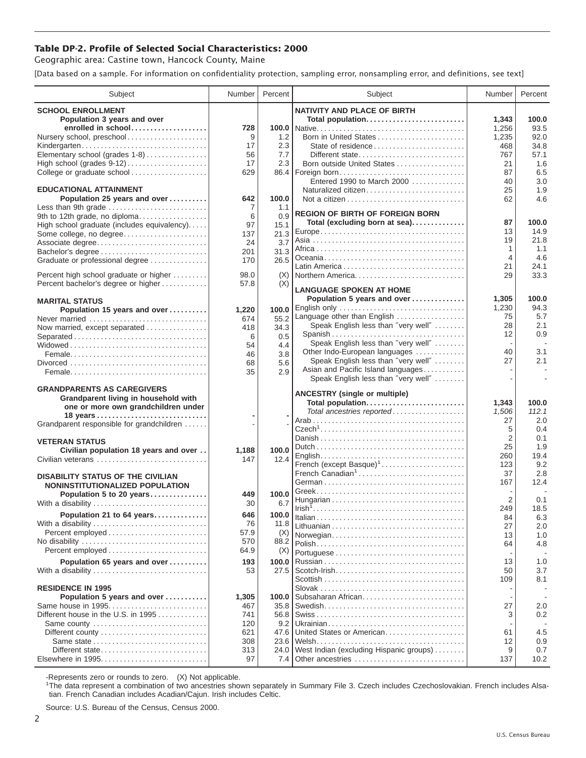### Table DP-2. Profile of Selected Social Characteristics: 2000

Geographic area: Castine town, Hancock County, Maine

[Data based on a sample. For information on confidentiality protection, sampling error, nonsampling error, and definitions, see text]

| Subject | Number | Percent |
|---|---|---|
| **SCHOOL ENROLLMENT** | | |
| **Population 3 years and over enrolled in school** | **728** | **100.0** |
| Nursery school, preschool | 9 | 1.2 |
| Kindergarten | 17 | 2.3 |
| Elementary school (grades 1-8) | 56 | 7.7 |
| High school (grades 9-12) | 17 | 2.3 |
| College or graduate school | 629 | 86.4 |
| **EDUCATIONAL ATTAINMENT** | | |
| **Population 25 years and over** | **642** | **100.0** |
| Less than 9th grade | 7 | 1.1 |
| 9th to 12th grade, no diploma | 6 | 0.9 |
| High school graduate (includes equivalency) | 97 | 15.1 |
| Some college, no degree | 137 | 21.3 |
| Associate degree | 24 | 3.7 |
| Bachelor's degree | 201 | 31.3 |
| Graduate or professional degree | 170 | 26.5 |
| Percent high school graduate or higher | 98.0 | (X) |
| Percent bachelor's degree or higher | 57.8 | (X) |
| **MARITAL STATUS** | | |
| **Population 15 years and over** | **1,220** | **100.0** |
| Never married | 674 | 55.2 |
| Now married, except separated | 418 | 34.3 |
| Separated | 6 | 0.5 |
| Widowed | 54 | 4.4 |
| Female | 46 | 3.8 |
| Divorced | 68 | 5.6 |
| Female | 35 | 2.9 |
| **GRANDPARENTS AS CAREGIVERS** | | |
| **Grandparent living in household with one or more own grandchildren under 18 years** | **-** | **-** |
| Grandparent responsible for grandchildren | - | - |
| **VETERAN STATUS** | | |
| **Civilian population 18 years and over** | **1,188** | **100.0** |
| Civilian veterans | 147 | 12.4 |
| **DISABILITY STATUS OF THE CIVILIAN NONINSTITUTIONALIZED POPULATION** | | |
| **Population 5 to 20 years** | **449** | **100.0** |
| With a disability | 30 | 6.7 |
| **Population 21 to 64 years** | **646** | **100.0** |
| With a disability | 76 | 11.8 |
| Percent employed | 57.9 | (X) |
| No disability | 570 | 88.2 |
| Percent employed | 64.9 | (X) |
| **Population 65 years and over** | **193** | **100.0** |
| With a disability | 53 | 27.5 |
| **RESIDENCE IN 1995** | | |
| **Population 5 years and over** | **1,305** | **100.0** |
| Same house in 1995 | 467 | 35.8 |
| Different house in the U.S. in 1995 | 741 | 56.8 |
| Same county | 120 | 9.2 |
| Different county | 621 | 47.6 |
| Same state | 308 | 23.6 |
| Different state | 313 | 24.0 |
| Elsewhere in 1995 | 97 | 7.4 |

| Subject | Number | Percent |
|---|---|---|
| **NATIVITY AND PLACE OF BIRTH** | | |
| **Total population** | **1,343** | **100.0** |
| Native | 1,256 | 93.5 |
| Born in United States | 1,235 | 92.0 |
| State of residence | 468 | 34.8 |
| Different state | 767 | 57.1 |
| Born outside United States | 21 | 1.6 |
| Foreign born | 87 | 6.5 |
| Entered 1990 to March 2000 | 40 | 3.0 |
| Naturalized citizen | 25 | 1.9 |
| Not a citizen | 62 | 4.6 |
| **REGION OF BIRTH OF FOREIGN BORN** | | |
| **Total (excluding born at sea)** | **87** | **100.0** |
| Europe | 13 | 14.9 |
| Asia | 19 | 21.8 |
| Africa | 1 | 1.1 |
| Oceania | 4 | 4.6 |
| Latin America | 21 | 24.1 |
| Northern America | 29 | 33.3 |
| **LANGUAGE SPOKEN AT HOME** | | |
| **Population 5 years and over** | **1,305** | **100.0** |
| English only | 1,230 | 94.3 |
| Language other than English | 75 | 5.7 |
| Speak English less than "very well" | 28 | 2.1 |
| Spanish | 12 | 0.9 |
| Speak English less than "very well" | - | - |
| Other Indo-European languages | 40 | 3.1 |
| Speak English less than "very well" | 27 | 2.1 |
| Asian and Pacific Island languages | - | - |
| Speak English less than "very well" | - | - |
| **ANCESTRY (single or multiple)** | | |
| **Total population** | **1,343** | **100.0** |
| *Total ancestries reported* | *1,506* | *112.1* |
| Arab | 27 | 2.0 |
| Czech[1] | 5 | 0.4 |
| Danish | 2 | 0.1 |
| Dutch | 25 | 1.9 |
| English | 260 | 19.4 |
| French (except Basque)[1] | 123 | 9.2 |
| French Canadian[1] | 37 | 2.8 |
| German | 167 | 12.4 |
| Greek | - | - |
| Hungarian | 2 | 0.1 |
| Irish[1] | 249 | 18.5 |
| Italian | 84 | 6.3 |
| Lithuanian | 27 | 2.0 |
| Norwegian | 13 | 1.0 |
| Polish | 64 | 4.8 |
| Portuguese | - | - |
| Russian | 13 | 1.0 |
| Scotch-Irish | 50 | 3.7 |
| Scottish | 109 | 8.1 |
| Slovak | - | - |
| Subsaharan African | - | - |
| Swedish | 27 | 2.0 |
| Swiss | 3 | 0.2 |
| Ukrainian | - | - |
| United States or American | 61 | 4.5 |
| Welsh | 12 | 0.9 |
| West Indian (excluding Hispanic groups) | 9 | 0.7 |
| Other ancestries | 137 | 10.2 |

-Represents zero or rounds to zero. (X) Not applicable.

[1]The data represent a combination of two ancestries shown separately in Summary File 3. Czech includes Czechoslovakian. French includes Alsatian. French Canadian includes Acadian/Cajun. Irish includes Celtic.

Source: U.S. Bureau of the Census, Census 2000.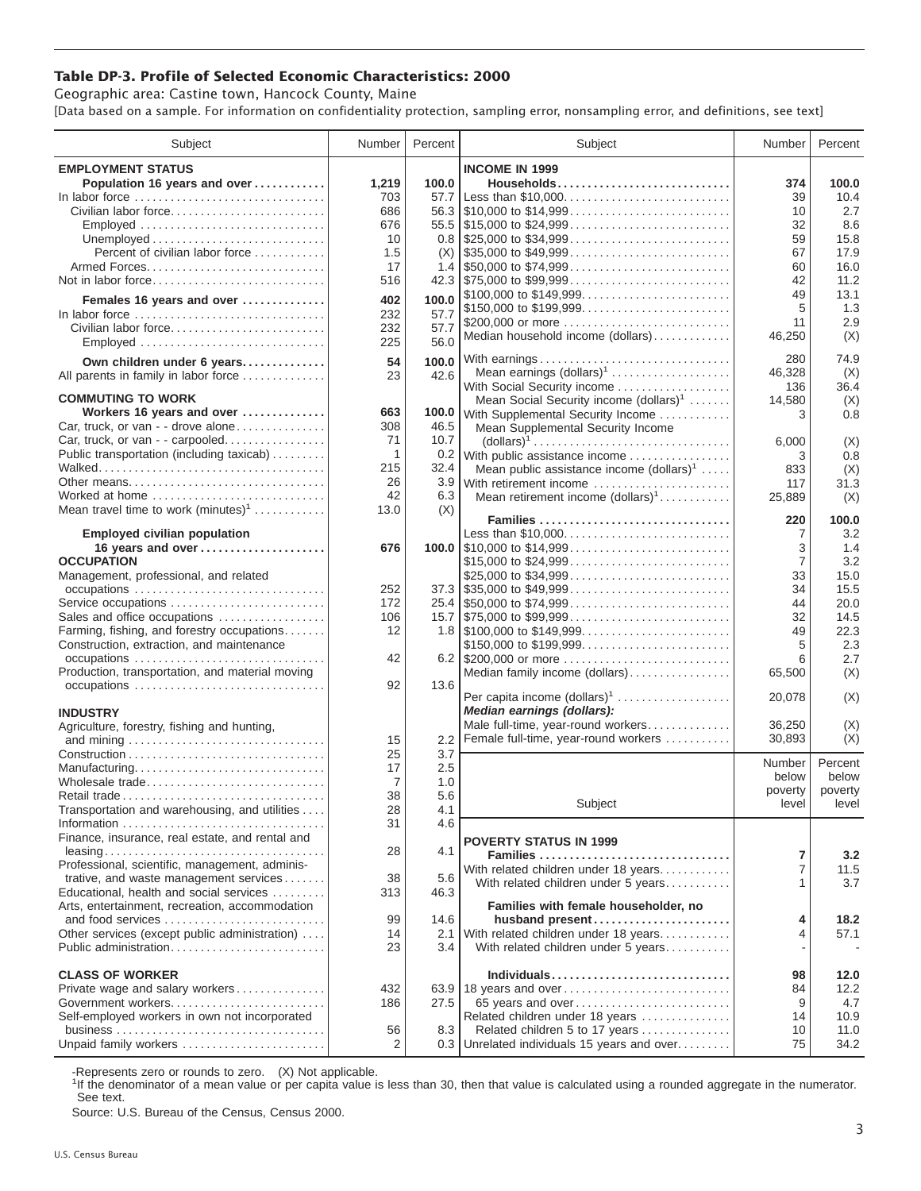# Table DP-3. Profile of Selected Economic Characteristics: 2000

Geographic area: Castine town, Hancock County, Maine

[Data based on a sample. For information on confidentiality protection, sampling error, nonsampling error, and definitions, see text]

| Subject | Number | Percent |
|---|---|---|
| **EMPLOYMENT STATUS** | | |
| **Population 16 years and over** | **1,219** | **100.0** |
| In labor force | 703 | 57.7 |
| Civilian labor force | 686 | 56.3 |
| Employed | 676 | 55.5 |
| Unemployed | 10 | 0.8 |
| Percent of civilian labor force | 1.5 | (X) |
| Armed Forces | 17 | 1.4 |
| Not in labor force | 516 | 42.3 |
| **Females 16 years and over** | **402** | **100.0** |
| In labor force | 232 | 57.7 |
| Civilian labor force | 232 | 57.7 |
| Employed | 225 | 56.0 |
| **Own children under 6 years** | **54** | **100.0** |
| All parents in family in labor force | 23 | 42.6 |
| **COMMUTING TO WORK** | | |
| **Workers 16 years and over** | **663** | **100.0** |
| Car, truck, or van - - drove alone | 308 | 46.5 |
| Car, truck, or van - - carpooled | 71 | 10.7 |
| Public transportation (including taxicab) | 1 | 0.2 |
| Walked | 215 | 32.4 |
| Other means | 26 | 3.9 |
| Worked at home | 42 | 6.3 |
| Mean travel time to work (minutes)[1] | 13.0 | (X) |
| **Employed civilian population 16 years and over** | **676** | **100.0** |
| **OCCUPATION** | | |
| Management, professional, and related occupations | 252 | 37.3 |
| Service occupations | 172 | 25.4 |
| Sales and office occupations | 106 | 15.7 |
| Farming, fishing, and forestry occupations | 12 | 1.8 |
| Construction, extraction, and maintenance occupations | 42 | 6.2 |
| Production, transportation, and material moving occupations | 92 | 13.6 |
| **INDUSTRY** | | |
| Agriculture, forestry, fishing and hunting, and mining | 15 | 2.2 |
| Construction | 25 | 3.7 |
| Manufacturing | 17 | 2.5 |
| Wholesale trade | 7 | 1.0 |
| Retail trade | 38 | 5.6 |
| Transportation and warehousing, and utilities | 28 | 4.1 |
| Information | 31 | 4.6 |
| Finance, insurance, real estate, and rental and leasing | 28 | 4.1 |
| Professional, scientific, management, administrative, and waste management services | 38 | 5.6 |
| Educational, health and social services | 313 | 46.3 |
| Arts, entertainment, recreation, accommodation and food services | 99 | 14.6 |
| Other services (except public administration) | 14 | 2.1 |
| Public administration | 23 | 3.4 |
| **CLASS OF WORKER** | | |
| Private wage and salary workers | 432 | 63.9 |
| Government workers | 186 | 27.5 |
| Self-employed workers in own not incorporated business | 56 | 8.3 |
| Unpaid family workers | 2 | 0.3 |

| Subject | Number | Percent |
|---|---|---|
| **INCOME IN 1999** | | |
| **Households** | **374** | **100.0** |
| Less than $10,000 | 39 | 10.4 |
| $10,000 to $14,999 | 10 | 2.7 |
| $15,000 to $24,999 | 32 | 8.6 |
| $25,000 to $34,999 | 59 | 15.8 |
| $35,000 to $49,999 | 67 | 17.9 |
| $50,000 to $74,999 | 60 | 16.0 |
| $75,000 to $99,999 | 42 | 11.2 |
| $100,000 to $149,999 | 49 | 13.1 |
| $150,000 to $199,999 | 5 | 1.3 |
| $200,000 or more | 11 | 2.9 |
| Median household income (dollars) | 46,250 | (X) |
| With earnings | 280 | 74.9 |
| Mean earnings (dollars)[1] | 46,328 | (X) |
| With Social Security income | 136 | 36.4 |
| Mean Social Security income (dollars)[1] | 14,580 | (X) |
| With Supplemental Security Income | 3 | 0.8 |
| Mean Supplemental Security Income (dollars)[1] | 6,000 | (X) |
| With public assistance income | 3 | 0.8 |
| Mean public assistance income (dollars)[1] | 833 | (X) |
| With retirement income | 117 | 31.3 |
| Mean retirement income (dollars)[1] | 25,889 | (X) |
| **Families** | **220** | **100.0** |
| Less than $10,000 | 7 | 3.2 |
| $10,000 to $14,999 | 3 | 1.4 |
| $15,000 to $24,999 | 7 | 3.2 |
| $25,000 to $34,999 | 33 | 15.0 |
| $35,000 to $49,999 | 34 | 15.5 |
| $50,000 to $74,999 | 44 | 20.0 |
| $75,000 to $99,999 | 32 | 14.5 |
| $100,000 to $149,999 | 49 | 22.3 |
| $150,000 to $199,999 | 5 | 2.3 |
| $200,000 or more | 6 | 2.7 |
| Median family income (dollars) | 65,500 | (X) |
| Per capita income (dollars)[1] | 20,078 | (X) |
| ***Median earnings (dollars):*** | | |
| Male full-time, year-round workers | 36,250 | (X) |
| Female full-time, year-round workers | 30,893 | (X) |

| Subject | Number below poverty level | Percent below poverty level |
|---|---|---|
| **POVERTY STATUS IN 1999** | | |
| **Families** | **7** | **3.2** |
| With related children under 18 years | 7 | 11.5 |
| With related children under 5 years | 1 | 3.7 |
| **Families with female householder, no husband present** | **4** | **18.2** |
| With related children under 18 years | 4 | 57.1 |
| With related children under 5 years | - | - |
| **Individuals** | **98** | **12.0** |
| 18 years and over | 84 | 12.2 |
| 65 years and over | 9 | 4.7 |
| Related children under 18 years | 14 | 10.9 |
| Related children 5 to 17 years | 10 | 11.0 |
| Unrelated individuals 15 years and over | 75 | 34.2 |

-Represents zero or rounds to zero. (X) Not applicable.

[1]If the denominator of a mean value or per capita value is less than 30, then that value is calculated using a rounded aggregate in the numerator. See text.

Source: U.S. Bureau of the Census, Census 2000.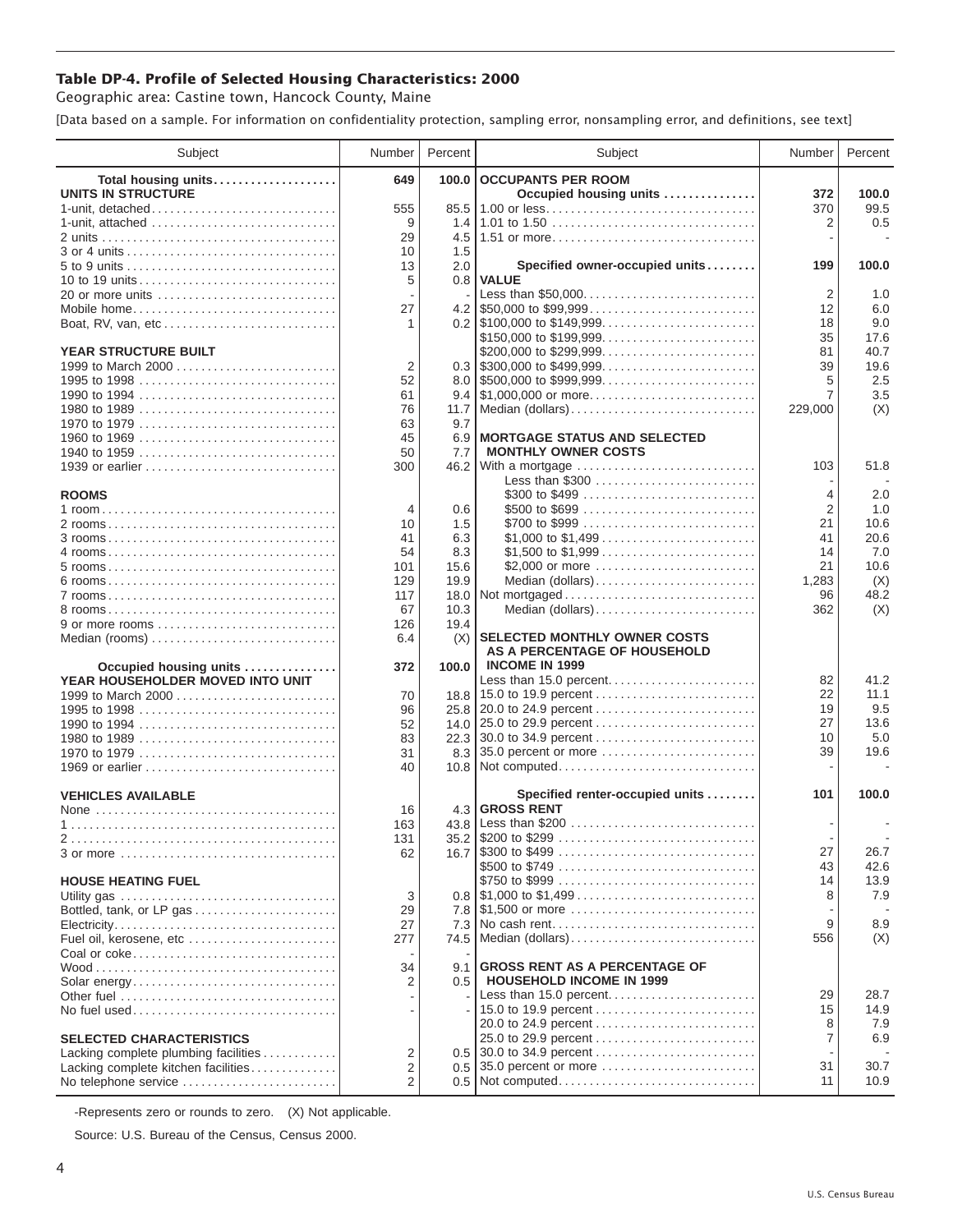# Table DP-4. Profile of Selected Housing Characteristics: 2000

Geographic area: Castine town, Hancock County, Maine

[Data based on a sample. For information on confidentiality protection, sampling error, nonsampling error, and definitions, see text]

| Subject | Number | Percent |
|---|---|---|
| **Total housing units** | **649** | **100.0** |
| **UNITS IN STRUCTURE** | | |
| 1-unit, detached | 555 | 85.5 |
| 1-unit, attached | 9 | 1.4 |
| 2 units | 29 | 4.5 |
| 3 or 4 units | 10 | 1.5 |
| 5 to 9 units | 13 | 2.0 |
| 10 to 19 units | 5 | 0.8 |
| 20 or more units | - | - |
| Mobile home | 27 | 4.2 |
| Boat, RV, van, etc | 1 | 0.2 |
| **YEAR STRUCTURE BUILT** | | |
| 1999 to March 2000 | 2 | 0.3 |
| 1995 to 1998 | 52 | 8.0 |
| 1990 to 1994 | 61 | 9.4 |
| 1980 to 1989 | 76 | 11.7 |
| 1970 to 1979 | 63 | 9.7 |
| 1960 to 1969 | 45 | 6.9 |
| 1940 to 1959 | 50 | 7.7 |
| 1939 or earlier | 300 | 46.2 |
| **ROOMS** | | |
| 1 room | 4 | 0.6 |
| 2 rooms | 10 | 1.5 |
| 3 rooms | 41 | 6.3 |
| 4 rooms | 54 | 8.3 |
| 5 rooms | 101 | 15.6 |
| 6 rooms | 129 | 19.9 |
| 7 rooms | 117 | 18.0 |
| 8 rooms | 67 | 10.3 |
| 9 or more rooms | 126 | 19.4 |
| Median (rooms) | 6.4 | (X) |
| **Occupied housing units** | **372** | **100.0** |
| **YEAR HOUSEHOLDER MOVED INTO UNIT** | | |
| 1999 to March 2000 | 70 | 18.8 |
| 1995 to 1998 | 96 | 25.8 |
| 1990 to 1994 | 52 | 14.0 |
| 1980 to 1989 | 83 | 22.3 |
| 1970 to 1979 | 31 | 8.3 |
| 1969 or earlier | 40 | 10.8 |
| **VEHICLES AVAILABLE** | | |
| None | 16 | 4.3 |
| 1 | 163 | 43.8 |
| 2 | 131 | 35.2 |
| 3 or more | 62 | 16.7 |
| **HOUSE HEATING FUEL** | | |
| Utility gas | 3 | 0.8 |
| Bottled, tank, or LP gas | 29 | 7.8 |
| Electricity | 27 | 7.3 |
| Fuel oil, kerosene, etc | 277 | 74.5 |
| Coal or coke | - | - |
| Wood | 34 | 9.1 |
| Solar energy | 2 | 0.5 |
| Other fuel | - | - |
| No fuel used | - | - |
| **SELECTED CHARACTERISTICS** | | |
| Lacking complete plumbing facilities | 2 | 0.5 |
| Lacking complete kitchen facilities | 2 | 0.5 |
| No telephone service | 2 | 0.5 |

| Subject | Number | Percent |
|---|---|---|
| **OCCUPANTS PER ROOM** | | |
| **Occupied housing units** | **372** | **100.0** |
| 1.00 or less | 370 | 99.5 |
| 1.01 to 1.50 | 2 | 0.5 |
| 1.51 or more | - | - |
| **Specified owner-occupied units** | **199** | **100.0** |
| **VALUE** | | |
| Less than $50,000 | 2 | 1.0 |
| $50,000 to $99,999 | 12 | 6.0 |
| $100,000 to $149,999 | 18 | 9.0 |
| $150,000 to $199,999 | 35 | 17.6 |
| $200,000 to $299,999 | 81 | 40.7 |
| $300,000 to $499,999 | 39 | 19.6 |
| $500,000 to $999,999 | 5 | 2.5 |
| $1,000,000 or more | 7 | 3.5 |
| Median (dollars) | 229,000 | (X) |
| **MORTGAGE STATUS AND SELECTED MONTHLY OWNER COSTS** | | |
| With a mortgage | 103 | 51.8 |
| Less than $300 | - | - |
| $300 to $499 | 4 | 2.0 |
| $500 to $699 | 2 | 1.0 |
| $700 to $999 | 21 | 10.6 |
| $1,000 to $1,499 | 41 | 20.6 |
| $1,500 to $1,999 | 14 | 7.0 |
| $2,000 or more | 21 | 10.6 |
| Median (dollars) | 1,283 | (X) |
| Not mortgaged | 96 | 48.2 |
| Median (dollars) | 362 | (X) |
| **SELECTED MONTHLY OWNER COSTS AS A PERCENTAGE OF HOUSEHOLD INCOME IN 1999** | | |
| Less than 15.0 percent | 82 | 41.2 |
| 15.0 to 19.9 percent | 22 | 11.1 |
| 20.0 to 24.9 percent | 19 | 9.5 |
| 25.0 to 29.9 percent | 27 | 13.6 |
| 30.0 to 34.9 percent | 10 | 5.0 |
| 35.0 percent or more | 39 | 19.6 |
| Not computed | - | - |
| **Specified renter-occupied units** | **101** | **100.0** |
| **GROSS RENT** | | |
| Less than $200 | - | - |
| $200 to $299 | - | - |
| $300 to $499 | 27 | 26.7 |
| $500 to $749 | 43 | 42.6 |
| $750 to $999 | 14 | 13.9 |
| $1,000 to $1,499 | 8 | 7.9 |
| $1,500 or more | - | - |
| No cash rent | 9 | 8.9 |
| Median (dollars) | 556 | (X) |
| **GROSS RENT AS A PERCENTAGE OF HOUSEHOLD INCOME IN 1999** | | |
| Less than 15.0 percent | 29 | 28.7 |
| 15.0 to 19.9 percent | 15 | 14.9 |
| 20.0 to 24.9 percent | 8 | 7.9 |
| 25.0 to 29.9 percent | 7 | 6.9 |
| 30.0 to 34.9 percent | - | - |
| 35.0 percent or more | 31 | 30.7 |
| Not computed | 11 | 10.9 |

-Represents zero or rounds to zero. (X) Not applicable.

Source: U.S. Bureau of the Census, Census 2000.